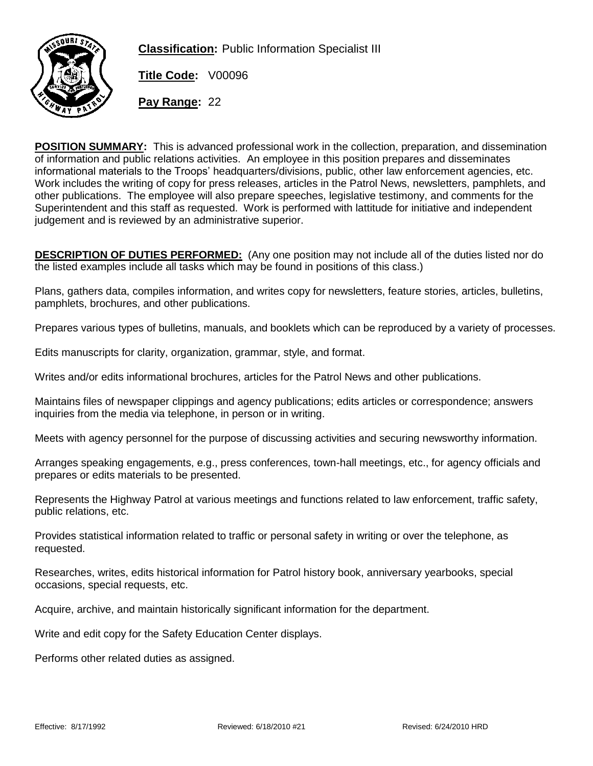**Classification:** Public Information Specialist III

**Title Code:** V00096

**Pay Range:** 22

**POSITION SUMMARY:** This is advanced professional work in the collection, preparation, and dissemination of information and public relations activities. An employee in this position prepares and disseminates informational materials to the Troops' headquarters/divisions, public, other law enforcement agencies, etc. Work includes the writing of copy for press releases, articles in the Patrol News, newsletters, pamphlets, and other publications. The employee will also prepare speeches, legislative testimony, and comments for the Superintendent and this staff as requested. Work is performed with lattitude for initiative and independent judgement and is reviewed by an administrative superior.

**DESCRIPTION OF DUTIES PERFORMED:** (Any one position may not include all of the duties listed nor do the listed examples include all tasks which may be found in positions of this class.)

Plans, gathers data, compiles information, and writes copy for newsletters, feature stories, articles, bulletins, pamphlets, brochures, and other publications.

Prepares various types of bulletins, manuals, and booklets which can be reproduced by a variety of processes.

Edits manuscripts for clarity, organization, grammar, style, and format.

Writes and/or edits informational brochures, articles for the Patrol News and other publications.

Maintains files of newspaper clippings and agency publications; edits articles or correspondence; answers inquiries from the media via telephone, in person or in writing.

Meets with agency personnel for the purpose of discussing activities and securing newsworthy information.

Arranges speaking engagements, e.g., press conferences, town-hall meetings, etc., for agency officials and prepares or edits materials to be presented.

Represents the Highway Patrol at various meetings and functions related to law enforcement, traffic safety, public relations, etc.

Provides statistical information related to traffic or personal safety in writing or over the telephone, as requested.

Researches, writes, edits historical information for Patrol history book, anniversary yearbooks, special occasions, special requests, etc.

Acquire, archive, and maintain historically significant information for the department.

Write and edit copy for the Safety Education Center displays.

Performs other related duties as assigned.

Effective: 8/17/1992 Reviewed: 6/18/2010 #21 Revised: 6/24/2010 HRD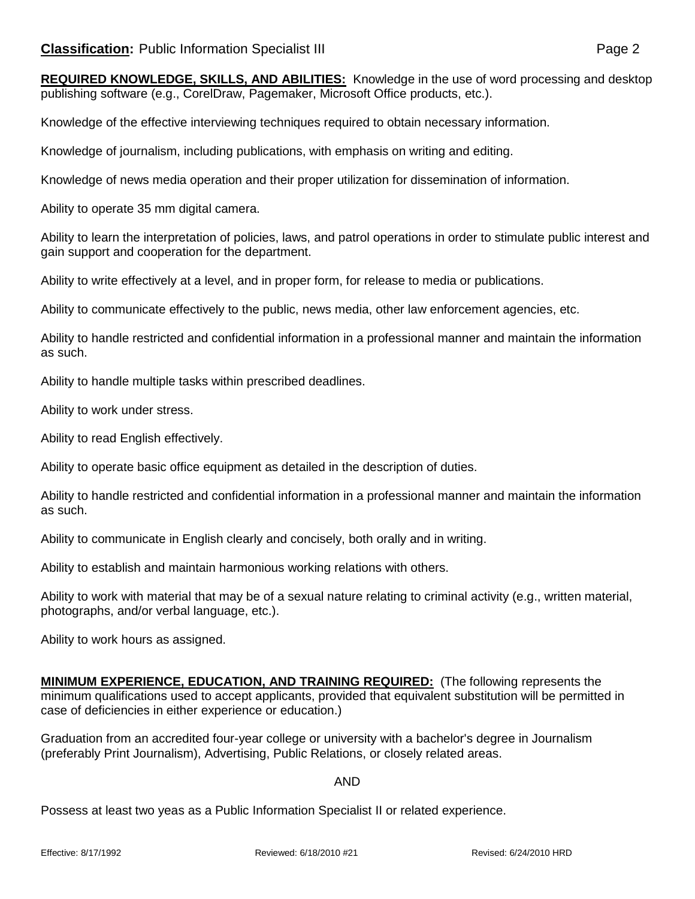**REQUIRED KNOWLEDGE, SKILLS, AND ABILITIES:** Knowledge in the use of word processing and desktop publishing software (e.g., CorelDraw, Pagemaker, Microsoft Office products, etc.).

Knowledge of the effective interviewing techniques required to obtain necessary information.

Knowledge of journalism, including publications, with emphasis on writing and editing.

Knowledge of news media operation and their proper utilization for dissemination of information.

Ability to operate 35 mm digital camera.

Ability to learn the interpretation of policies, laws, and patrol operations in order to stimulate public interest and gain support and cooperation for the department.

Ability to write effectively at a level, and in proper form, for release to media or publications.

Ability to communicate effectively to the public, news media, other law enforcement agencies, etc.

Ability to handle restricted and confidential information in a professional manner and maintain the information as such.

Ability to handle multiple tasks within prescribed deadlines.

Ability to work under stress.

Ability to read English effectively.

Ability to operate basic office equipment as detailed in the description of duties.

Ability to handle restricted and confidential information in a professional manner and maintain the information as such.

Ability to communicate in English clearly and concisely, both orally and in writing.

Ability to establish and maintain harmonious working relations with others.

Ability to work with material that may be of a sexual nature relating to criminal activity (e.g., written material, photographs, and/or verbal language, etc.).

Ability to work hours as assigned.

**MINIMUM EXPERIENCE, EDUCATION, AND TRAINING REQUIRED:** (The following represents the minimum qualifications used to accept applicants, provided that equivalent substitution will be permitted in case of deficiencies in either experience or education.)

Graduation from an accredited four-year college or university with a bachelor's degree in Journalism (preferably Print Journalism), Advertising, Public Relations, or closely related areas.

AND

Possess at least two yeas as a Public Information Specialist II or related experience.

Effective: 8/17/1992 Reviewed: 6/18/2010 #21 Revised: 6/24/2010 HRD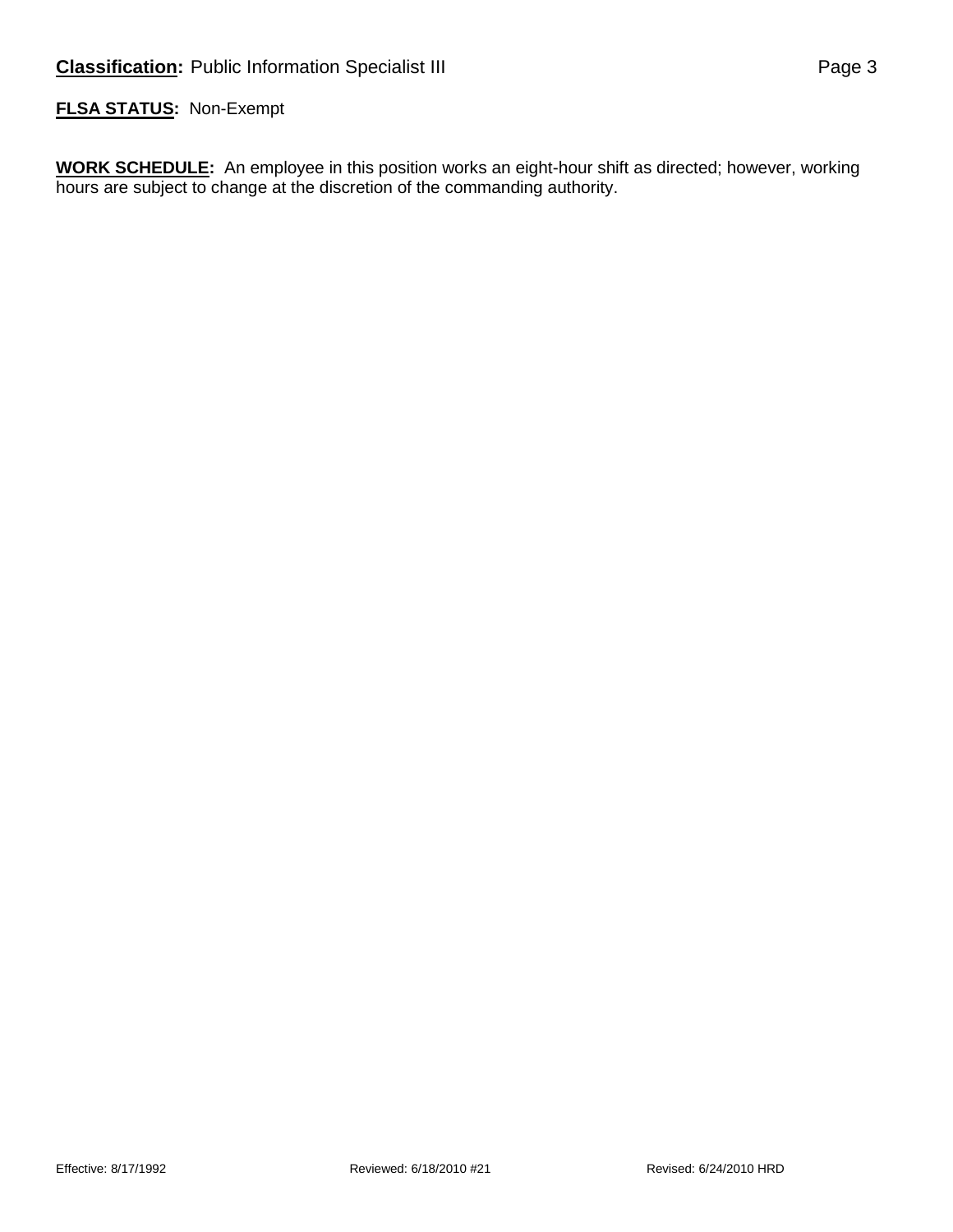**FLSA STATUS:** Non-Exempt

**WORK SCHEDULE:** An employee in this position works an eight-hour shift as directed; however, working hours are subject to change at the discretion of the commanding authority.